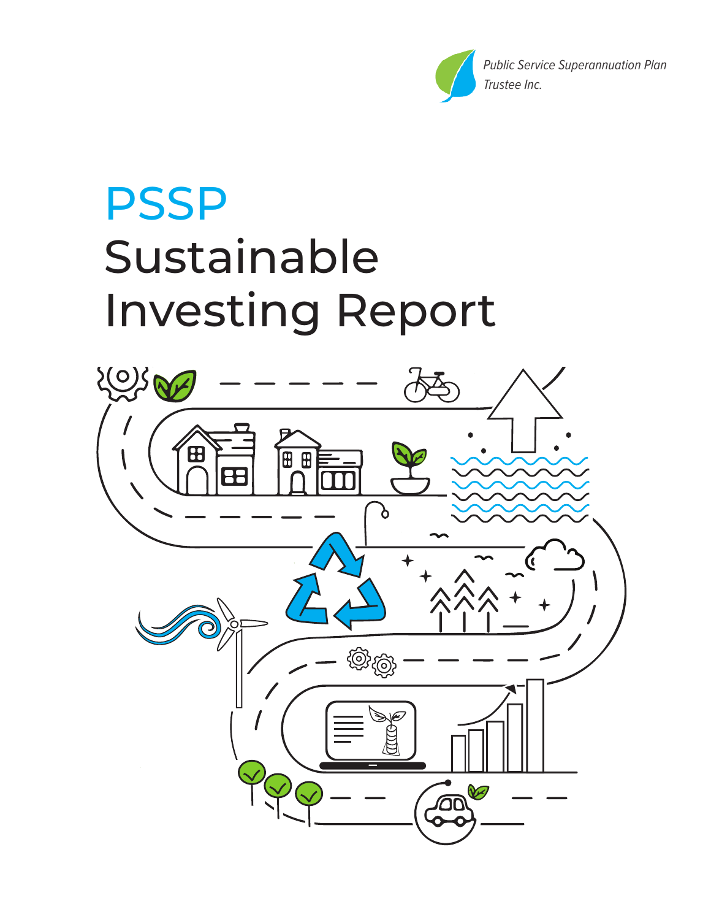*Public Service Superannuation Plan Trustee Inc.*

# PSSP Sustainable Investing Report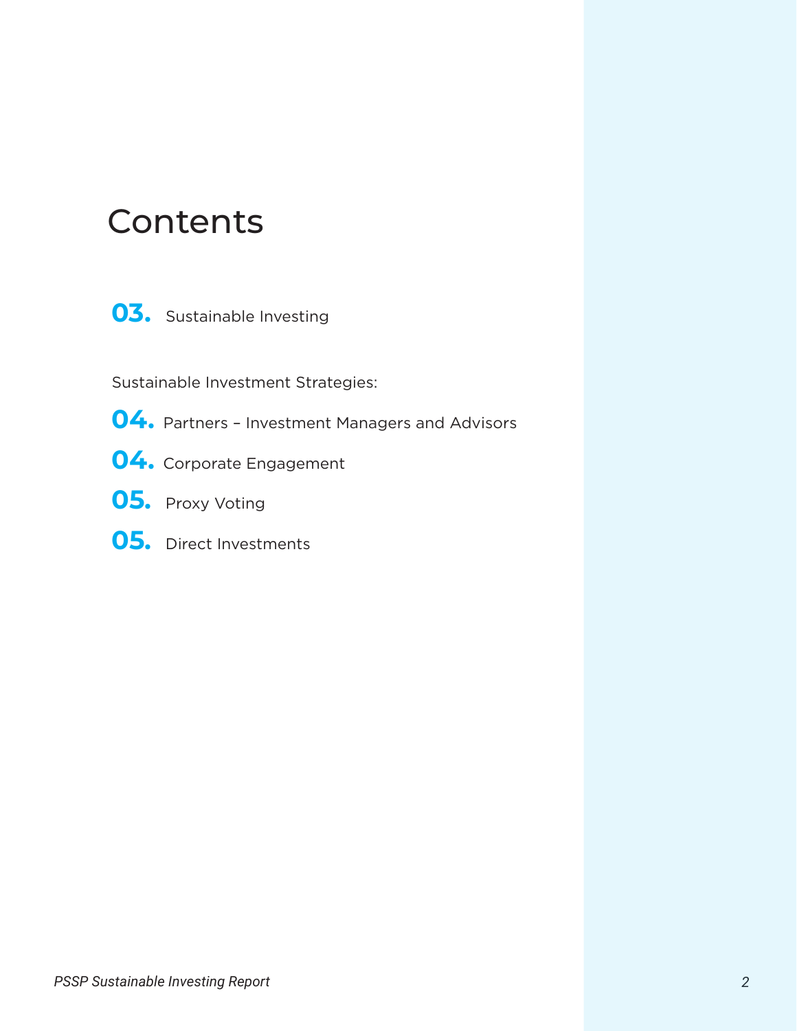# Contents

**03.** Sustainable Investing

Sustainable Investment Strategies:

**04.** Partners – Investment Managers and Advisors

**04.** Corporate Engagement

**05.** Proxy Voting

**05.** Direct Investments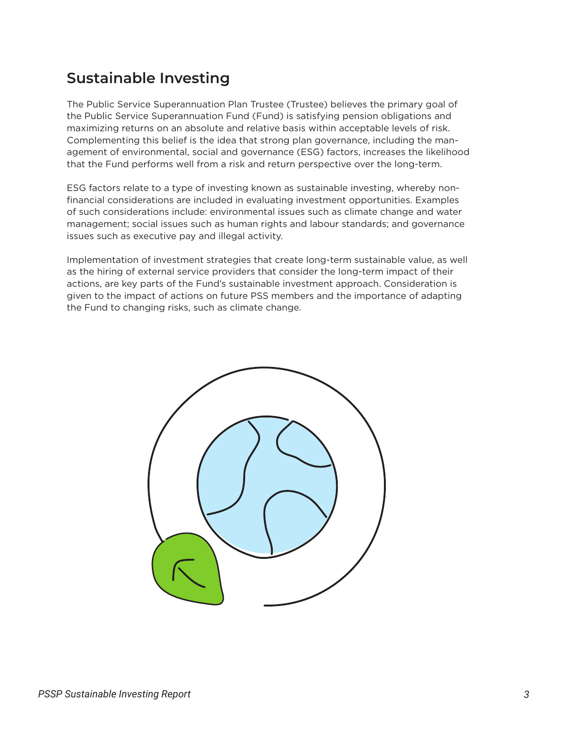# Sustainable Investing

The Public Service Superannuation Plan Trustee (Trustee) believes the primary goal of the Public Service Superannuation Fund (Fund) is satisfying pension obligations and maximizing returns on an absolute and relative basis within acceptable levels of risk. Complementing this belief is the idea that strong plan governance, including the management of environmental, social and governance (ESG) factors, increases the likelihood that the Fund performs well from a risk and return perspective over the long-term.

ESG factors relate to a type of investing known as sustainable investing, whereby non-financial considerations are included in evaluating investment opportunities. Examples of such considerations include: environmental issues such as climate change and water management; social issues such as human rights and labour standards; and governance issues such as executive pay and illegal activity.

Implementation of investment strategies that create long-term sustainable value, as well as the hiring of external service providers that consider the long-term impact of their actions, are key parts of the Fund's sustainable investment approach. Consideration is given to the impact of actions on future PSS members and the importance of adapting the Fund to changing risks, such as climate change.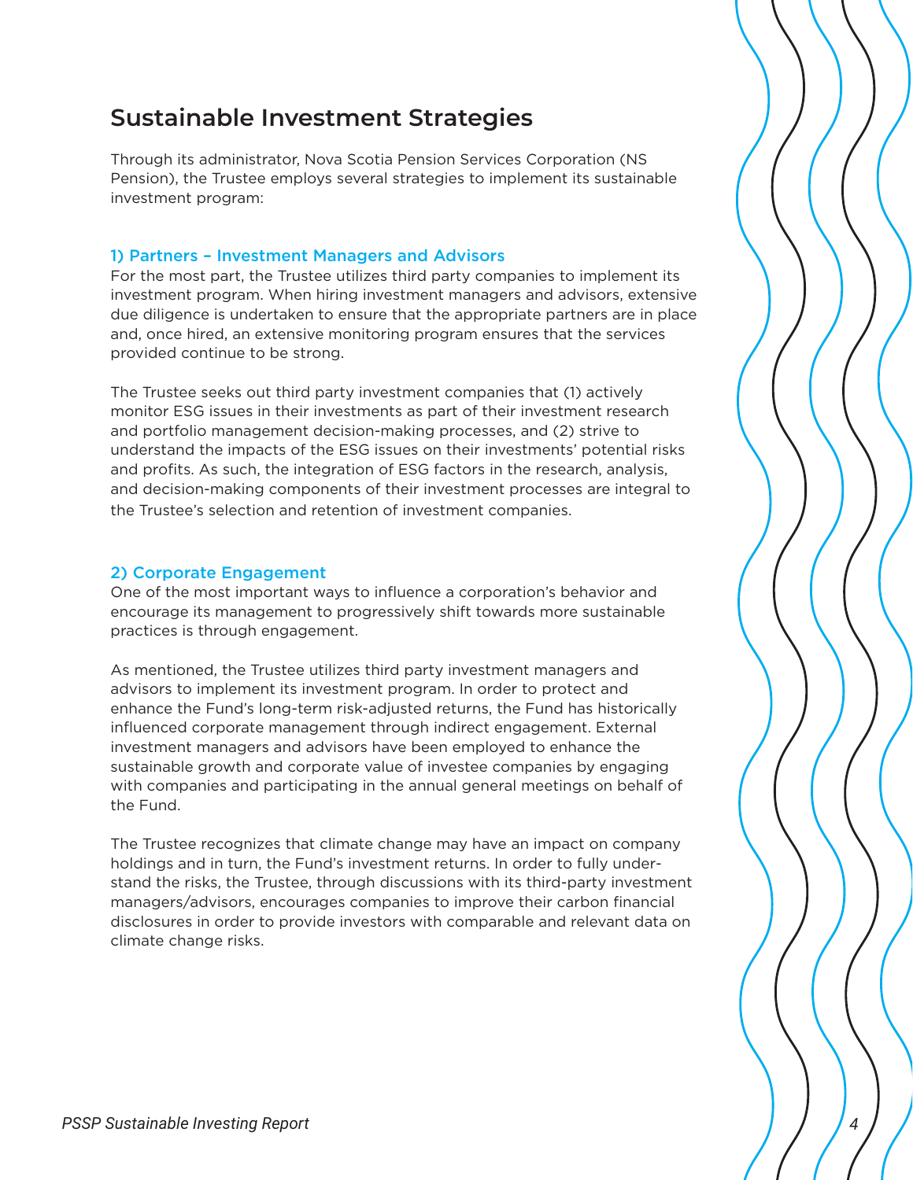## Sustainable Investment Strategies

Through its administrator, Nova Scotia Pension Services Corporation (NS Pension), the Trustee employs several strategies to implement its sustainable investment program:

### 1) Partners – Investment Managers and Advisors

For the most part, the Trustee utilizes third party companies to implement its investment program. When hiring investment managers and advisors, extensive due diligence is undertaken to ensure that the appropriate partners are in place and, once hired, an extensive monitoring program ensures that the services provided continue to be strong.

The Trustee seeks out third party investment companies that (1) actively monitor ESG issues in their investments as part of their investment research and portfolio management decision-making processes, and (2) strive to understand the impacts of the ESG issues on their investments' potential risks and profits. As such, the integration of ESG factors in the research, analysis, and decision-making components of their investment processes are integral to the Trustee's selection and retention of investment companies.

### 2) Corporate Engagement

One of the most important ways to influence a corporation's behavior and encourage its management to progressively shift towards more sustainable practices is through engagement.

As mentioned, the Trustee utilizes third party investment managers and advisors to implement its investment program. In order to protect and enhance the Fund's long-term risk-adjusted returns, the Fund has historically influenced corporate management through indirect engagement. External investment managers and advisors have been employed to enhance the sustainable growth and corporate value of investee companies by engaging with companies and participating in the annual general meetings on behalf of the Fund.

The Trustee recognizes that climate change may have an impact on company holdings and in turn, the Fund's investment returns. In order to fully understand the risks, the Trustee, through discussions with its third-party investment managers/advisors, encourages companies to improve their carbon financial disclosures in order to provide investors with comparable and relevant data on climate change risks.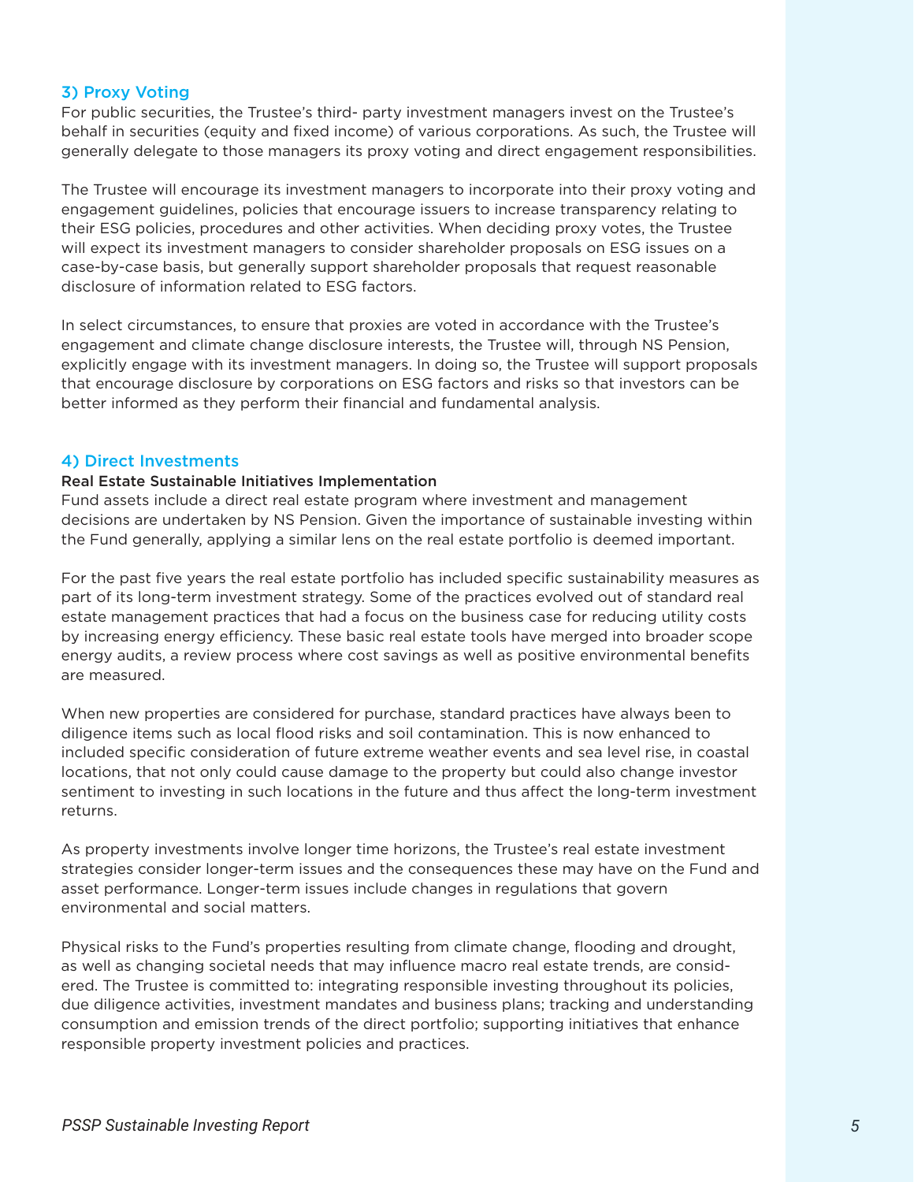## 3) Proxy Voting

For public securities, the Trustee's third- party investment managers invest on the Trustee's behalf in securities (equity and fixed income) of various corporations. As such, the Trustee will generally delegate to those managers its proxy voting and direct engagement responsibilities.

The Trustee will encourage its investment managers to incorporate into their proxy voting and engagement guidelines, policies that encourage issuers to increase transparency relating to their ESG policies, procedures and other activities. When deciding proxy votes, the Trustee will expect its investment managers to consider shareholder proposals on ESG issues on a case-by-case basis, but generally support shareholder proposals that request reasonable disclosure of information related to ESG factors.

In select circumstances, to ensure that proxies are voted in accordance with the Trustee's engagement and climate change disclosure interests, the Trustee will, through NS Pension, explicitly engage with its investment managers. In doing so, the Trustee will support proposals that encourage disclosure by corporations on ESG factors and risks so that investors can be better informed as they perform their financial and fundamental analysis.

## 4) Direct Investments

**Real Estate Sustainable Initiatives Implementation**

Fund assets include a direct real estate program where investment and management decisions are undertaken by NS Pension. Given the importance of sustainable investing within the Fund generally, applying a similar lens on the real estate portfolio is deemed important.

For the past five years the real estate portfolio has included specific sustainability measures as part of its long-term investment strategy. Some of the practices evolved out of standard real estate management practices that had a focus on the business case for reducing utility costs by increasing energy efficiency. These basic real estate tools have merged into broader scope energy audits, a review process where cost savings as well as positive environmental benefits are measured.

When new properties are considered for purchase, standard practices have always been to diligence items such as local flood risks and soil contamination. This is now enhanced to included specific consideration of future extreme weather events and sea level rise, in coastal locations, that not only could cause damage to the property but could also change investor sentiment to investing in such locations in the future and thus affect the long-term investment returns.

As property investments involve longer time horizons, the Trustee's real estate investment strategies consider longer-term issues and the consequences these may have on the Fund and asset performance. Longer-term issues include changes in regulations that govern environmental and social matters.

Physical risks to the Fund's properties resulting from climate change, flooding and drought, as well as changing societal needs that may influence macro real estate trends, are considered. The Trustee is committed to: integrating responsible investing throughout its policies, due diligence activities, investment mandates and business plans; tracking and understanding consumption and emission trends of the direct portfolio; supporting initiatives that enhance responsible property investment policies and practices.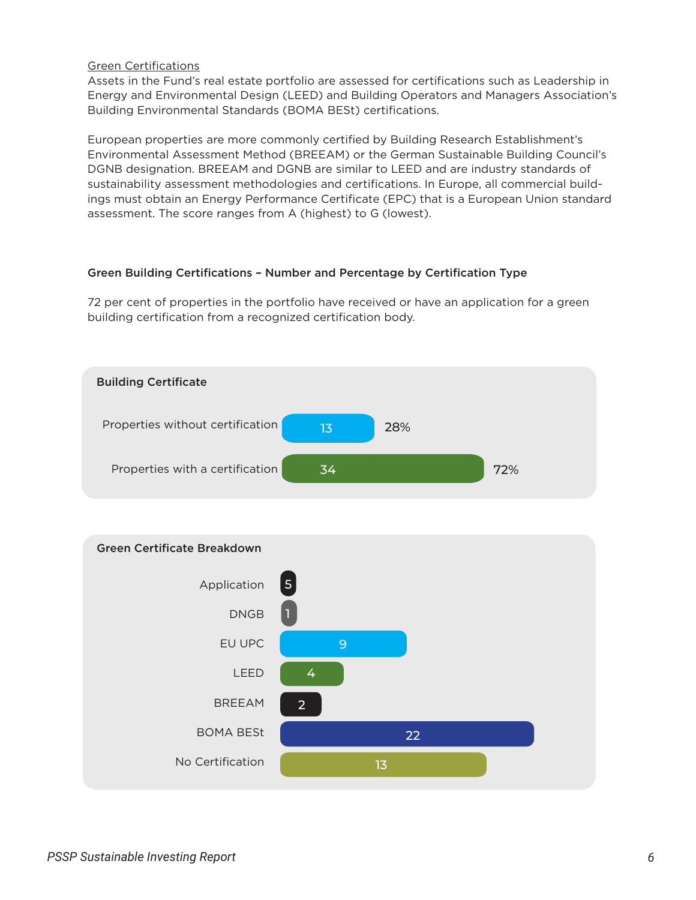Green Certifications

Assets in the Fund's real estate portfolio are assessed for certifications such as Leadership in Energy and Environmental Design (LEED) and Building Operators and Managers Association's Building Environmental Standards (BOMA BESt) certifications.

European properties are more commonly certified by Building Research Establishment's Environmental Assessment Method (BREEAM) or the German Sustainable Building Council's DGNB designation. BREEAM and DGNB are similar to LEED and are industry standards of sustainability assessment methodologies and certifications. In Europe, all commercial buildings must obtain an Energy Performance Certificate (EPC) that is a European Union standard assessment. The score ranges from A (highest) to G (lowest).

**Green Building Certifications – Number and Percentage by Certification Type**

72 per cent of properties in the portfolio have received or have an application for a green building certification from a recognized certification body.

**Building Certificate**

| Building Certificate | Number | Percentage |
|---|---|---|
| Properties without certification | 13 | 28% |
| Properties with a certification | 34 | 72% |

**Green Certificate Breakdown**

| Certification | Number |
|---|---|
| Application | 5 |
| DNGB | 1 |
| EU UPC | 9 |
| LEED | 4 |
| BREEAM | 2 |
| BOMA BESt | 22 |
| No Certification | 13 |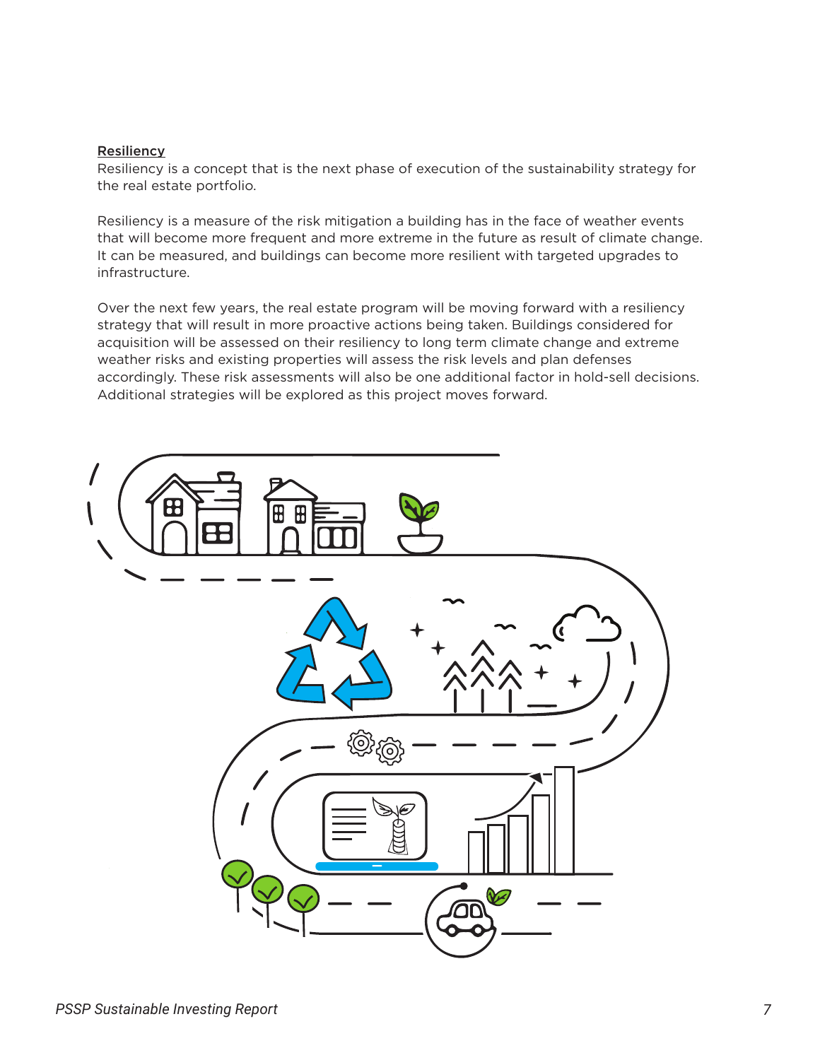**Resiliency**

Resiliency is a concept that is the next phase of execution of the sustainability strategy for the real estate portfolio.

Resiliency is a measure of the risk mitigation a building has in the face of weather events that will become more frequent and more extreme in the future as result of climate change. It can be measured, and buildings can become more resilient with targeted upgrades to infrastructure.

Over the next few years, the real estate program will be moving forward with a resiliency strategy that will result in more proactive actions being taken. Buildings considered for acquisition will be assessed on their resiliency to long term climate change and extreme weather risks and existing properties will assess the risk levels and plan defenses accordingly. These risk assessments will also be one additional factor in hold-sell decisions. Additional strategies will be explored as this project moves forward.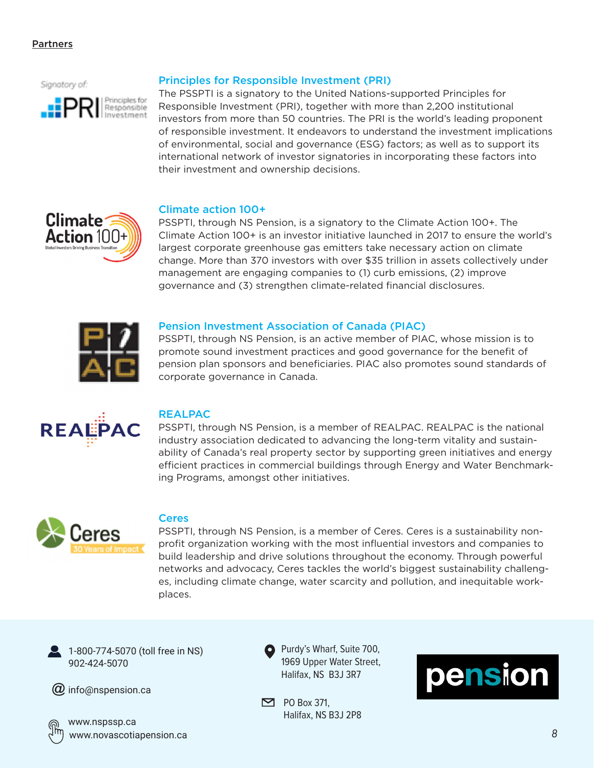## Partners

### Principles for Responsible Investment (PRI)

The PSSPTI is a signatory to the United Nations-supported Principles for Responsible Investment (PRI), together with more than 2,200 institutional investors from more than 50 countries. The PRI is the world's leading proponent of responsible investment. It endeavors to understand the investment implications of environmental, social and governance (ESG) factors; as well as to support its international network of investor signatories in incorporating these factors into their investment and ownership decisions.

### Climate action 100+

PSSPTI, through NS Pension, is a signatory to the Climate Action 100+. The Climate Action 100+ is an investor initiative launched in 2017 to ensure the world's largest corporate greenhouse gas emitters take necessary action on climate change. More than 370 investors with over $35 trillion in assets collectively under management are engaging companies to (1) curb emissions, (2) improve governance and (3) strengthen climate-related financial disclosures.

### Pension Investment Association of Canada (PIAC)

PSSPTI, through NS Pension, is an active member of PIAC, whose mission is to promote sound investment practices and good governance for the benefit of pension plan sponsors and beneficiaries. PIAC also promotes sound standards of corporate governance in Canada.

### REALPAC

PSSPTI, through NS Pension, is a member of REALPAC. REALPAC is the national industry association dedicated to advancing the long-term vitality and sustainability of Canada's real property sector by supporting green initiatives and energy efficient practices in commercial buildings through Energy and Water Benchmarking Programs, amongst other initiatives.

### Ceres

PSSPTI, through NS Pension, is a member of Ceres. Ceres is a sustainability non-profit organization working with the most influential investors and companies to build leadership and drive solutions throughout the economy. Through powerful networks and advocacy, Ceres tackles the world's biggest sustainability challenges, including climate change, water scarcity and pollution, and inequitable workplaces.

1-800-774-5070 (toll free in NS)
902-424-5070

info@nspension.ca

www.nspssp.ca
www.novascotiapension.ca

Purdy's Wharf, Suite 700,
1969 Upper Water Street,
Halifax, NS B3J 3R7

PO Box 371,
Halifax, NS B3J 2P8

pension